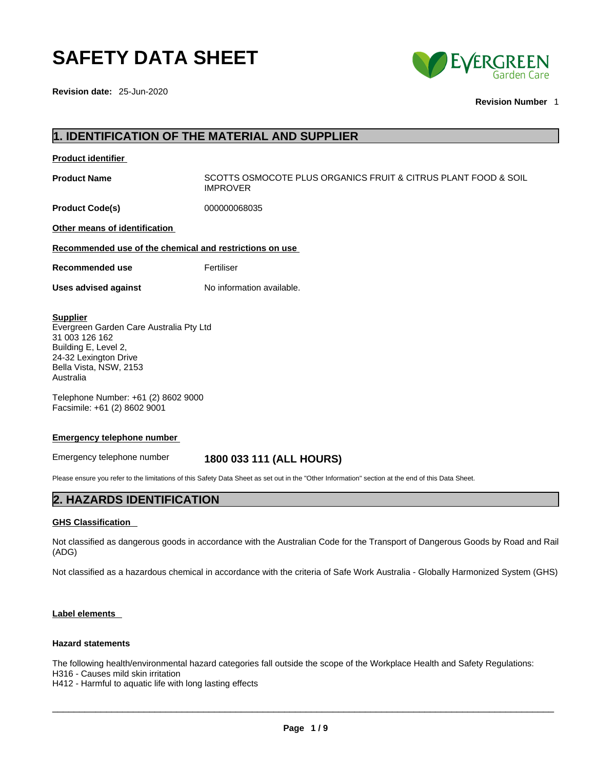# SAFETY DATA SHEET

**Revision date:** 25-Jun-2020

**Revision Number** 1

## 1. IDENTIFICATION OF THE MATERIAL AND SUPPLIER

**Product identifier**

| | |
|---|---|
| **Product Name** | SCOTTS OSMOCOTE PLUS ORGANICS FRUIT & CITRUS PLANT FOOD & SOIL IMPROVER |
| **Product Code(s)** | 000000068035 |

**Other means of identification**

**Recommended use of the chemical and restrictions on use**

| | |
|---|---|
| **Recommended use** | Fertiliser |
| **Uses advised against** | No information available. |

**Supplier**
Evergreen Garden Care Australia Pty Ltd
31 003 126 162
Building E, Level 2,
24-32 Lexington Drive
Bella Vista, NSW, 2153
Australia

Telephone Number: +61 (2) 8602 9000
Facsimile: +61 (2) 8602 9001

**Emergency telephone number**

Emergency telephone number **1800 033 111 (ALL HOURS)**

Please ensure you refer to the limitations of this Safety Data Sheet as set out in the "Other Information" section at the end of this Data Sheet.

## 2. HAZARDS IDENTIFICATION

**GHS Classification**

Not classified as dangerous goods in accordance with the Australian Code for the Transport of Dangerous Goods by Road and Rail (ADG)

Not classified as a hazardous chemical in accordance with the criteria of Safe Work Australia - Globally Harmonized System (GHS)

**Label elements**

**Hazard statements**

The following health/environmental hazard categories fall outside the scope of the Workplace Health and Safety Regulations:
H316 - Causes mild skin irritation
H412 - Harmful to aquatic life with long lasting effects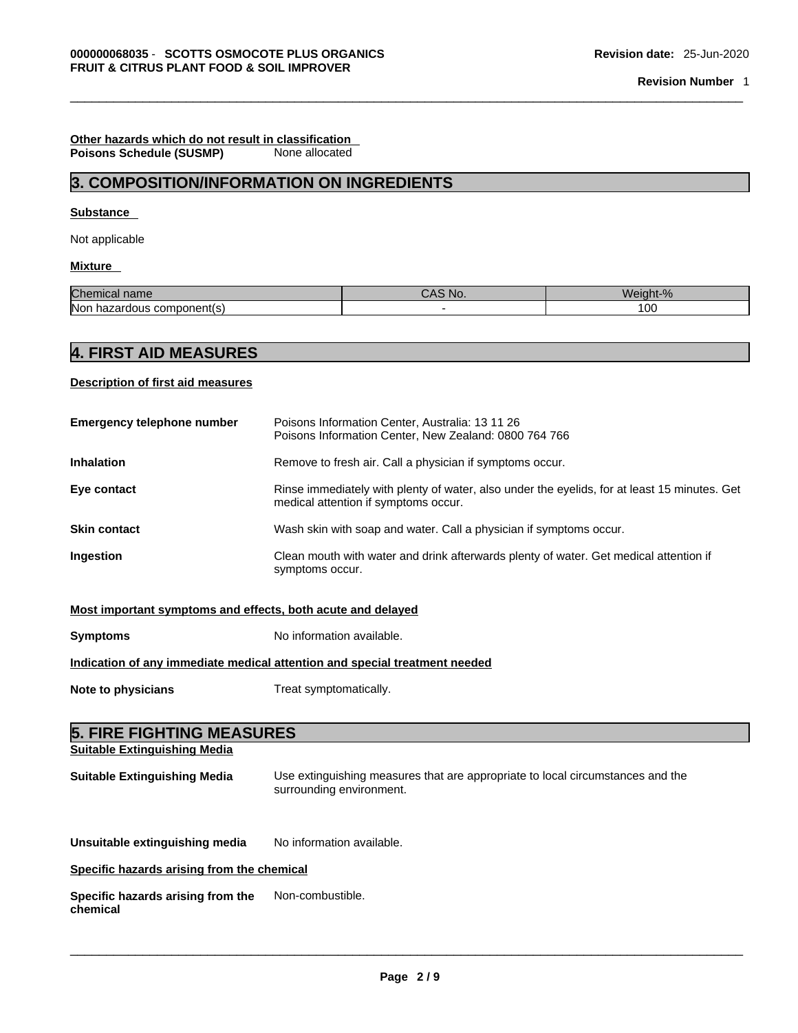**Other hazards which do not result in classification**

**Poisons Schedule (SUSMP)** None allocated

## 3. COMPOSITION/INFORMATION ON INGREDIENTS

**Substance**

Not applicable

**Mixture**

| Chemical name | CAS No. | Weight-% |
|---|---|---|
| Non hazardous component(s) | - | 100 |

## 4. FIRST AID MEASURES

**Description of first aid measures**

**Emergency telephone number** Poisons Information Center, Australia: 13 11 26
Poisons Information Center, New Zealand: 0800 764 766

**Inhalation** Remove to fresh air. Call a physician if symptoms occur.

**Eye contact** Rinse immediately with plenty of water, also under the eyelids, for at least 15 minutes. Get medical attention if symptoms occur.

**Skin contact** Wash skin with soap and water. Call a physician if symptoms occur.

**Ingestion** Clean mouth with water and drink afterwards plenty of water. Get medical attention if symptoms occur.

**Most important symptoms and effects, both acute and delayed**

**Symptoms** No information available.

**Indication of any immediate medical attention and special treatment needed**

**Note to physicians** Treat symptomatically.

## 5. FIRE FIGHTING MEASURES

**Suitable Extinguishing Media**

**Suitable Extinguishing Media** Use extinguishing measures that are appropriate to local circumstances and the surrounding environment.

**Unsuitable extinguishing media** No information available.

**Specific hazards arising from the chemical**

**Specific hazards arising from the chemical** Non-combustible.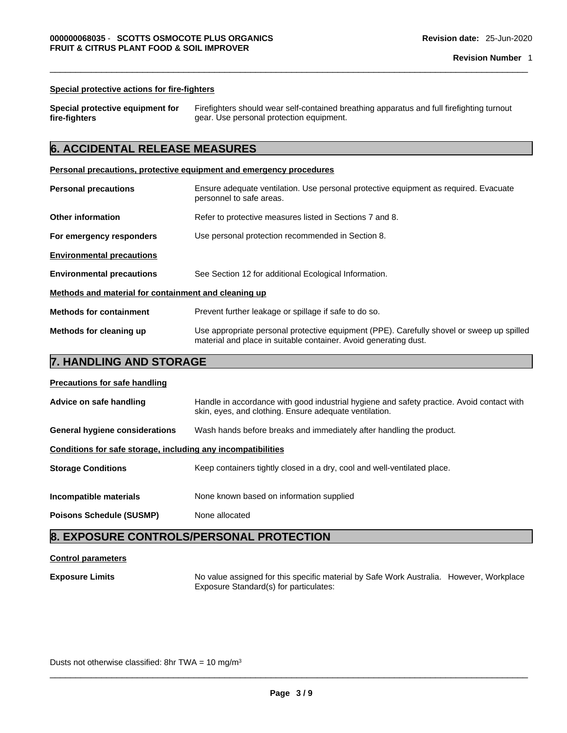**Special protective actions for fire-fighters**

**Special protective equipment for fire-fighters** Firefighters should wear self-contained breathing apparatus and full firefighting turnout gear. Use personal protection equipment.

## 6. ACCIDENTAL RELEASE MEASURES

**Personal precautions, protective equipment and emergency procedures**

**Personal precautions** Ensure adequate ventilation. Use personal protective equipment as required. Evacuate personnel to safe areas.

**Other information** Refer to protective measures listed in Sections 7 and 8.

**For emergency responders** Use personal protection recommended in Section 8.

**Environmental precautions**

**Environmental precautions** See Section 12 for additional Ecological Information.

**Methods and material for containment and cleaning up**

**Methods for containment** Prevent further leakage or spillage if safe to do so.

**Methods for cleaning up** Use appropriate personal protective equipment (PPE). Carefully shovel or sweep up spilled material and place in suitable container. Avoid generating dust.

## 7. HANDLING AND STORAGE

**Precautions for safe handling**

**Advice on safe handling** Handle in accordance with good industrial hygiene and safety practice. Avoid contact with skin, eyes, and clothing. Ensure adequate ventilation.

**General hygiene considerations** Wash hands before breaks and immediately after handling the product.

**Conditions for safe storage, including any incompatibilities**

**Storage Conditions** Keep containers tightly closed in a dry, cool and well-ventilated place.

**Incompatible materials** None known based on information supplied

**Poisons Schedule (SUSMP)** None allocated

## 8. EXPOSURE CONTROLS/PERSONAL PROTECTION

**Control parameters**

**Exposure Limits** No value assigned for this specific material by Safe Work Australia. However, Workplace Exposure Standard(s) for particulates:

Dusts not otherwise classified: 8hr TWA = 10 mg/m$^3$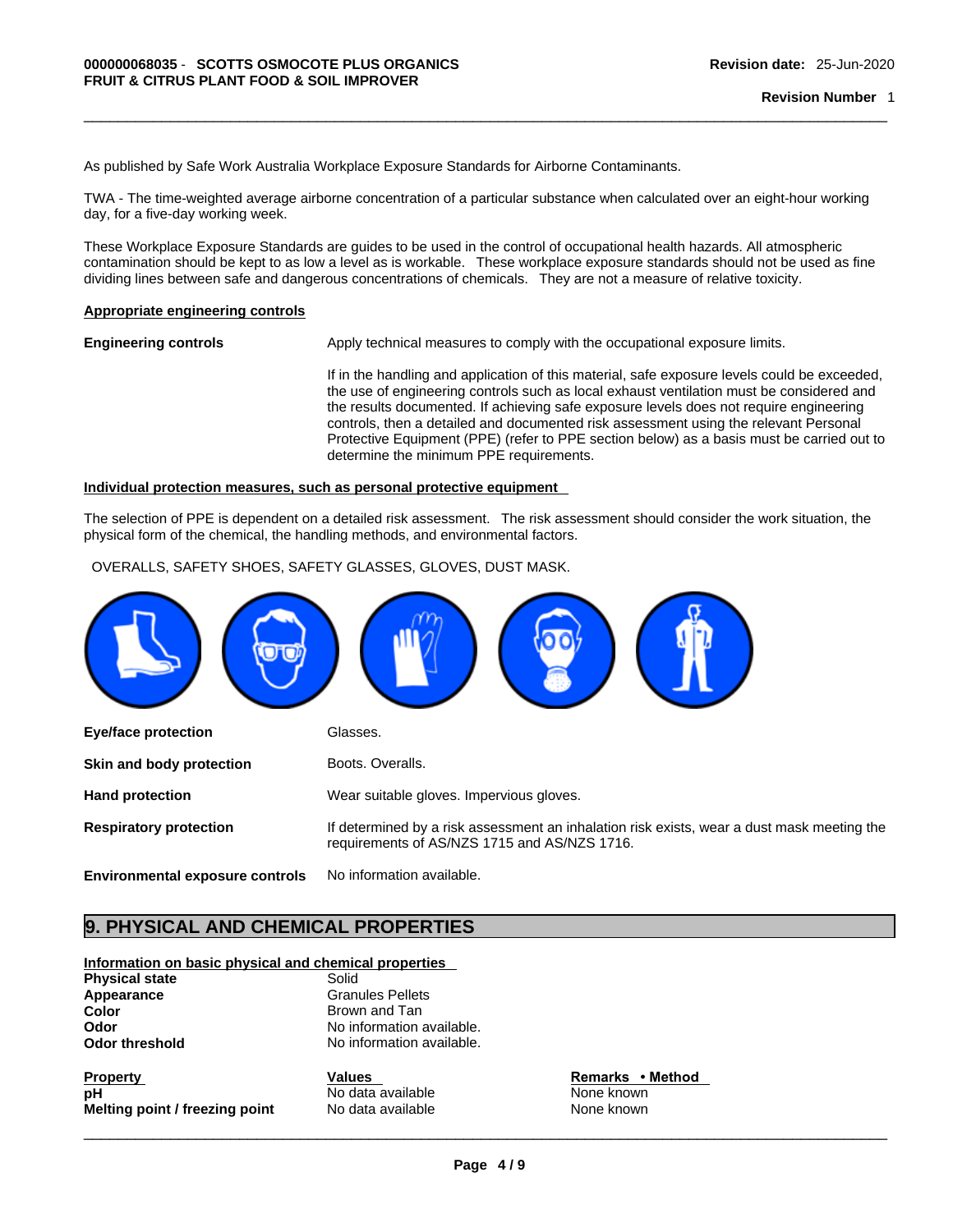As published by Safe Work Australia Workplace Exposure Standards for Airborne Contaminants.

TWA - The time-weighted average airborne concentration of a particular substance when calculated over an eight-hour working day, for a five-day working week.

These Workplace Exposure Standards are guides to be used in the control of occupational health hazards. All atmospheric contamination should be kept to as low a level as is workable. These workplace exposure standards should not be used as fine dividing lines between safe and dangerous concentrations of chemicals. They are not a measure of relative toxicity.

**Appropriate engineering controls**

**Engineering controls** Apply technical measures to comply with the occupational exposure limits.

If in the handling and application of this material, safe exposure levels could be exceeded, the use of engineering controls such as local exhaust ventilation must be considered and the results documented. If achieving safe exposure levels does not require engineering controls, then a detailed and documented risk assessment using the relevant Personal Protective Equipment (PPE) (refer to PPE section below) as a basis must be carried out to determine the minimum PPE requirements.

**Individual protection measures, such as personal protective equipment**

The selection of PPE is dependent on a detailed risk assessment. The risk assessment should consider the work situation, the physical form of the chemical, the handling methods, and environmental factors.

OVERALLS, SAFETY SHOES, SAFETY GLASSES, GLOVES, DUST MASK.

**Eye/face protection** Glasses.

**Skin and body protection** Boots. Overalls.

**Hand protection** Wear suitable gloves. Impervious gloves.

**Respiratory protection** If determined by a risk assessment an inhalation risk exists, wear a dust mask meeting the requirements of AS/NZS 1715 and AS/NZS 1716.

**Environmental exposure controls** No information available.

## 9. PHYSICAL AND CHEMICAL PROPERTIES

**Information on basic physical and chemical properties**

**Physical state** Solid
**Appearance** Granules Pellets
**Color** Brown and Tan
**Odor** No information available.
**Odor threshold** No information available.

| Property | Values | Remarks • Method |
|---|---|---|
| pH | No data available | None known |
| Melting point / freezing point | No data available | None known |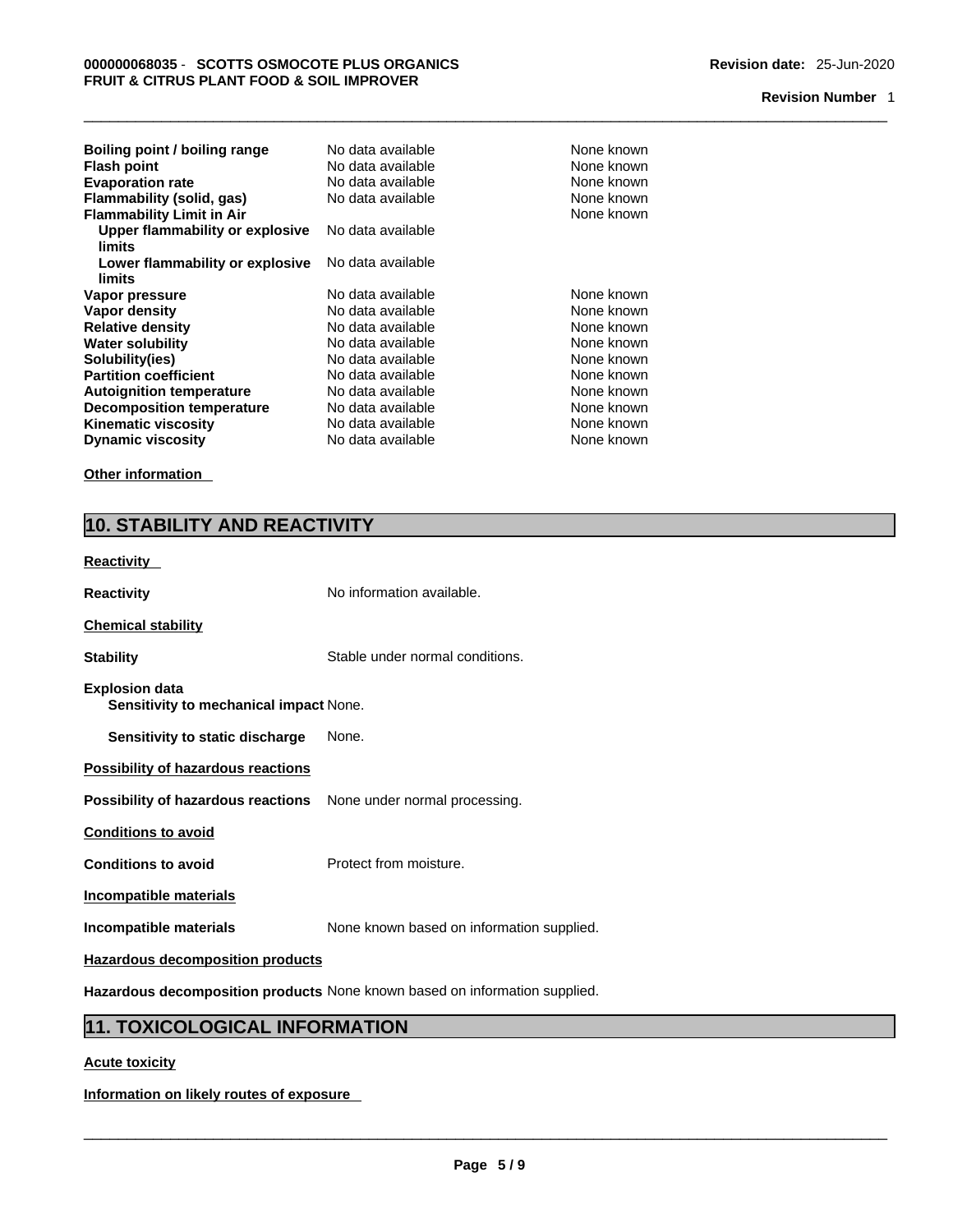| Property | Values | Remarks • Method |
|---|---|---|
| **Boiling point / boiling range** | No data available | None known |
| **Flash point** | No data available | None known |
| **Evaporation rate** | No data available | None known |
| **Flammability (solid, gas)** | No data available | None known |
| **Flammability Limit in Air** | | None known |
| **Upper flammability or explosive limits** | No data available | |
| **Lower flammability or explosive limits** | No data available | |
| **Vapor pressure** | No data available | None known |
| **Vapor density** | No data available | None known |
| **Relative density** | No data available | None known |
| **Water solubility** | No data available | None known |
| **Solubility(ies)** | No data available | None known |
| **Partition coefficient** | No data available | None known |
| **Autoignition temperature** | No data available | None known |
| **Decomposition temperature** | No data available | None known |
| **Kinematic viscosity** | No data available | None known |
| **Dynamic viscosity** | No data available | None known |

**Other information**

## 10. STABILITY AND REACTIVITY

**Reactivity**

**Reactivity** No information available.

**Chemical stability**

**Stability** Stable under normal conditions.

**Explosion data**

**Sensitivity to mechanical impact** None.

**Sensitivity to static discharge** None.

**Possibility of hazardous reactions**

**Possibility of hazardous reactions** None under normal processing.

**Conditions to avoid**

**Conditions to avoid** Protect from moisture.

**Incompatible materials**

**Incompatible materials** None known based on information supplied.

**Hazardous decomposition products**

**Hazardous decomposition products** None known based on information supplied.

## 11. TOXICOLOGICAL INFORMATION

**Acute toxicity**

**Information on likely routes of exposure**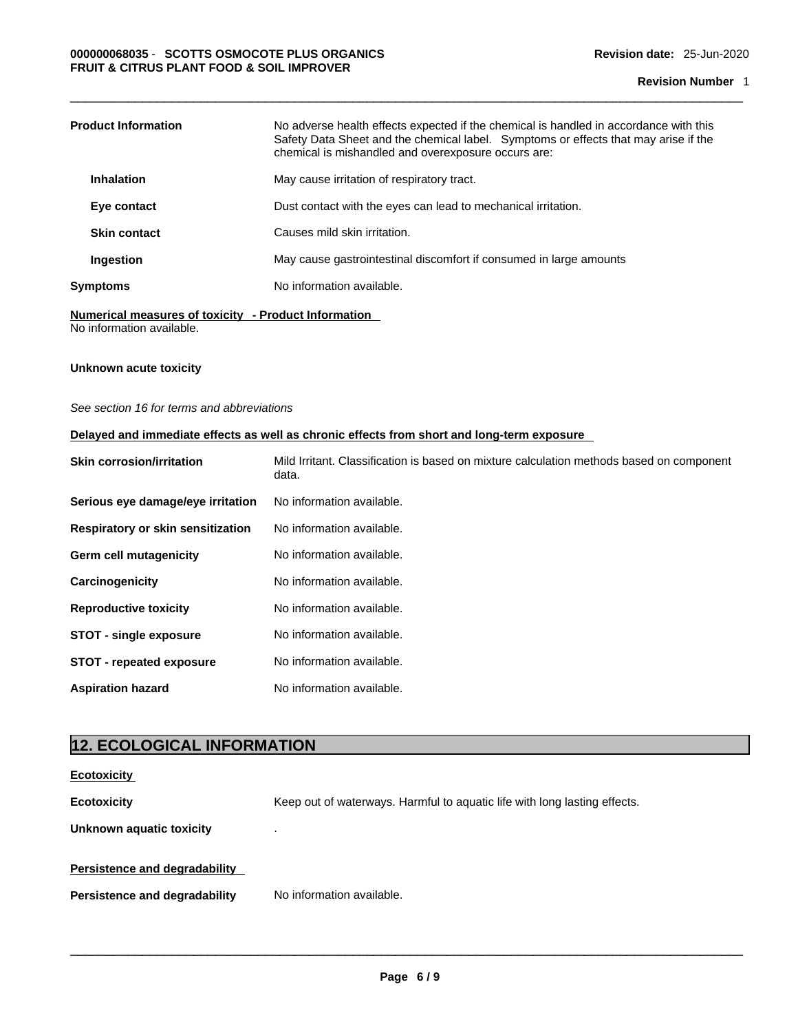| | |
|---|---|
| **Product Information** | No adverse health effects expected if the chemical is handled in accordance with this Safety Data Sheet and the chemical label. Symptoms or effects that may arise if the chemical is mishandled and overexposure occurs are: |
| **Inhalation** | May cause irritation of respiratory tract. |
| **Eye contact** | Dust contact with the eyes can lead to mechanical irritation. |
| **Skin contact** | Causes mild skin irritation. |
| **Ingestion** | May cause gastrointestinal discomfort if consumed in large amounts |
| **Symptoms** | No information available. |

**Numerical measures of toxicity - Product Information**

No information available.

**Unknown acute toxicity**

*See section 16 for terms and abbreviations*

**Delayed and immediate effects as well as chronic effects from short and long-term exposure**

| | |
|---|---|
| **Skin corrosion/irritation** | Mild Irritant. Classification is based on mixture calculation methods based on component data. |
| **Serious eye damage/eye irritation** | No information available. |
| **Respiratory or skin sensitization** | No information available. |
| **Germ cell mutagenicity** | No information available. |
| **Carcinogenicity** | No information available. |
| **Reproductive toxicity** | No information available. |
| **STOT - single exposure** | No information available. |
| **STOT - repeated exposure** | No information available. |
| **Aspiration hazard** | No information available. |

## 12. ECOLOGICAL INFORMATION

**Ecotoxicity**

| | |
|---|---|
| **Ecotoxicity** | Keep out of waterways. Harmful to aquatic life with long lasting effects. |
| **Unknown aquatic toxicity** | . |

**Persistence and degradability**

| | |
|---|---|
| **Persistence and degradability** | No information available. |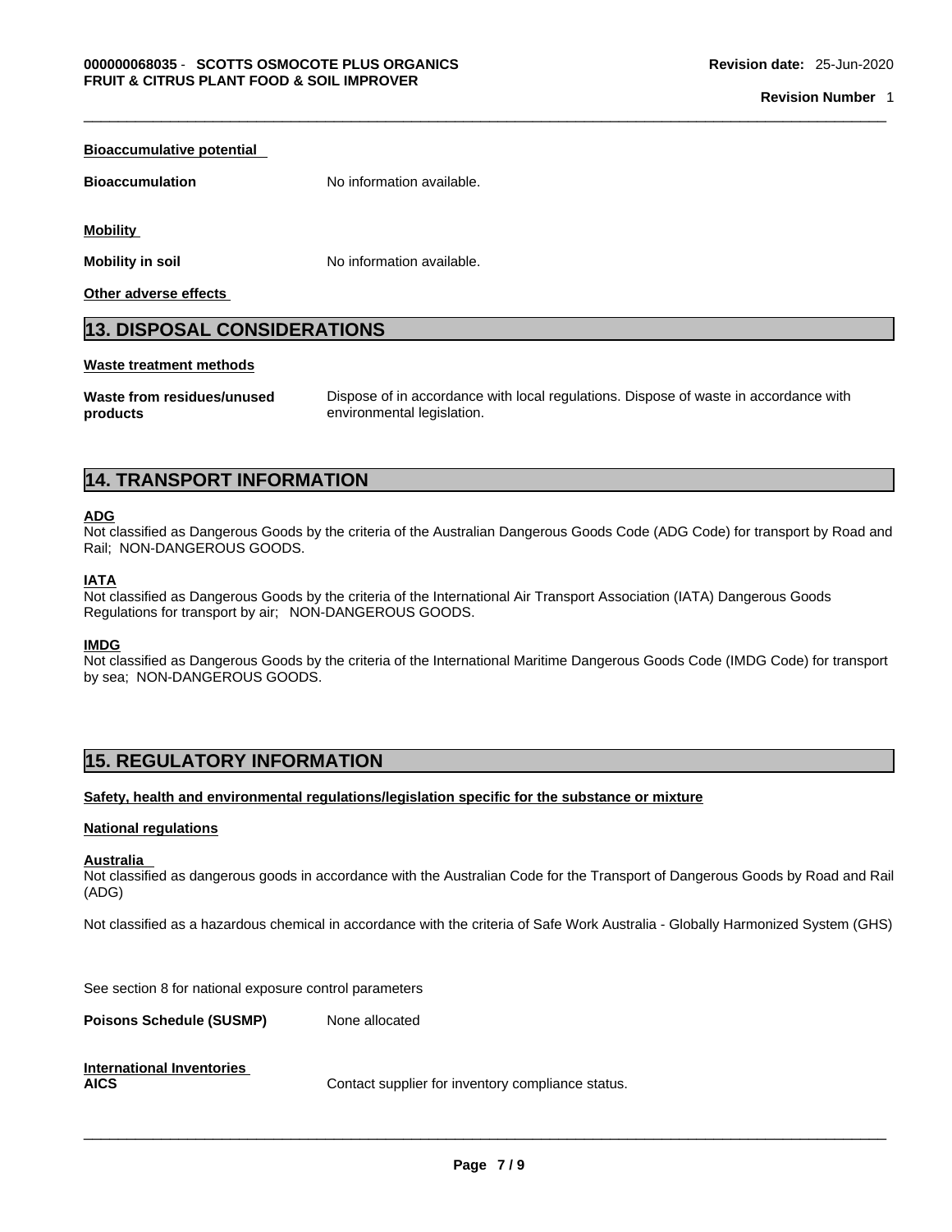**Bioaccumulative potential**

**Bioaccumulation** No information available.

**Mobility**

**Mobility in soil** No information available.

**Other adverse effects**

## 13. DISPOSAL CONSIDERATIONS

**Waste treatment methods**

**Waste from residues/unused products** Dispose of in accordance with local regulations. Dispose of waste in accordance with environmental legislation.

## 14. TRANSPORT INFORMATION

**ADG**
Not classified as Dangerous Goods by the criteria of the Australian Dangerous Goods Code (ADG Code) for transport by Road and Rail; NON-DANGEROUS GOODS.

**IATA**
Not classified as Dangerous Goods by the criteria of the International Air Transport Association (IATA) Dangerous Goods Regulations for transport by air; NON-DANGEROUS GOODS.

**IMDG**
Not classified as Dangerous Goods by the criteria of the International Maritime Dangerous Goods Code (IMDG Code) for transport by sea; NON-DANGEROUS GOODS.

## 15. REGULATORY INFORMATION

**Safety, health and environmental regulations/legislation specific for the substance or mixture**

**National regulations**

**Australia**
Not classified as dangerous goods in accordance with the Australian Code for the Transport of Dangerous Goods by Road and Rail (ADG)

Not classified as a hazardous chemical in accordance with the criteria of Safe Work Australia - Globally Harmonized System (GHS)

See section 8 for national exposure control parameters

**Poisons Schedule (SUSMP)** None allocated

**International Inventories**
**AICS** Contact supplier for inventory compliance status.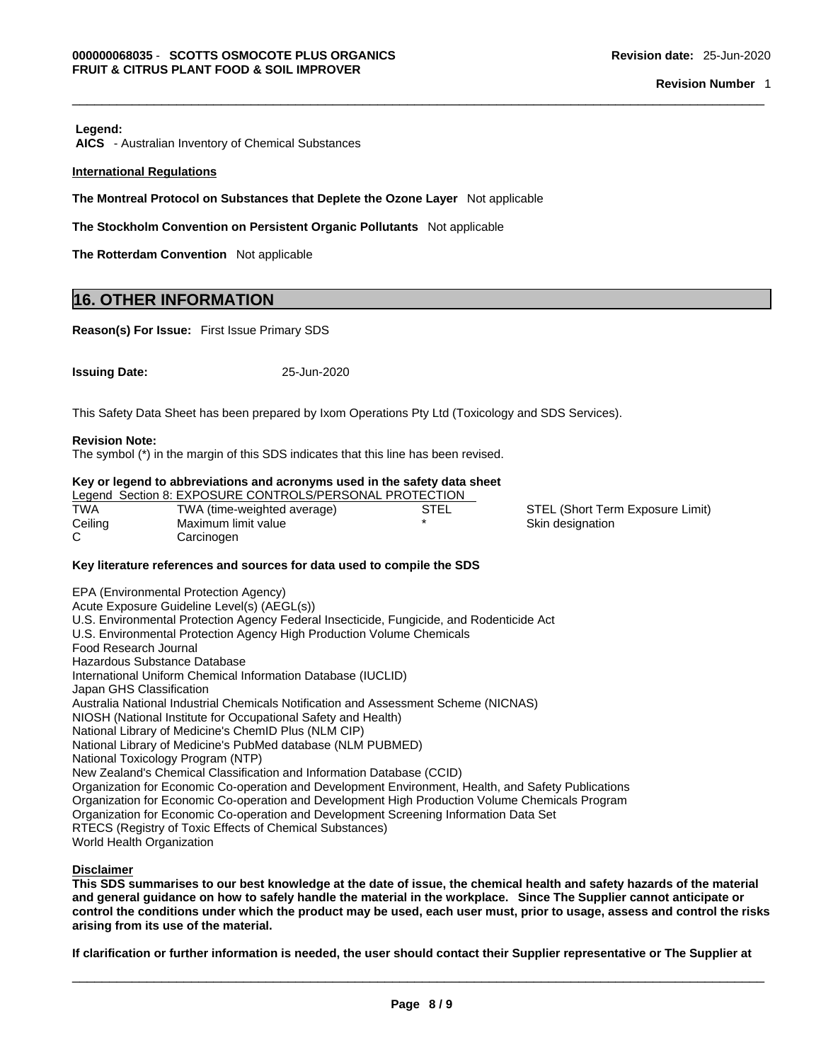**Legend:**
**AICS** - Australian Inventory of Chemical Substances

**International Regulations**

**The Montreal Protocol on Substances that Deplete the Ozone Layer** Not applicable

**The Stockholm Convention on Persistent Organic Pollutants** Not applicable

**The Rotterdam Convention** Not applicable

## 16. OTHER INFORMATION

**Reason(s) For Issue:** First Issue Primary SDS

**Issuing Date:** 25-Jun-2020

This Safety Data Sheet has been prepared by Ixom Operations Pty Ltd (Toxicology and SDS Services).

**Revision Note:**
The symbol (*) in the margin of this SDS indicates that this line has been revised.

**Key or legend to abbreviations and acronyms used in the safety data sheet**

Legend Section 8: EXPOSURE CONTROLS/PERSONAL PROTECTION

| | | | |
|---|---|---|---|
| TWA | TWA (time-weighted average) | STEL | STEL (Short Term Exposure Limit) |
| Ceiling | Maximum limit value | * | Skin designation |
| C | Carcinogen | | |

**Key literature references and sources for data used to compile the SDS**

EPA (Environmental Protection Agency)
Acute Exposure Guideline Level(s) (AEGL(s))
U.S. Environmental Protection Agency Federal Insecticide, Fungicide, and Rodenticide Act
U.S. Environmental Protection Agency High Production Volume Chemicals
Food Research Journal
Hazardous Substance Database
International Uniform Chemical Information Database (IUCLID)
Japan GHS Classification
Australia National Industrial Chemicals Notification and Assessment Scheme (NICNAS)
NIOSH (National Institute for Occupational Safety and Health)
National Library of Medicine's ChemID Plus (NLM CIP)
National Library of Medicine's PubMed database (NLM PUBMED)
National Toxicology Program (NTP)
New Zealand's Chemical Classification and Information Database (CCID)
Organization for Economic Co-operation and Development Environment, Health, and Safety Publications
Organization for Economic Co-operation and Development High Production Volume Chemicals Program
Organization for Economic Co-operation and Development Screening Information Data Set
RTECS (Registry of Toxic Effects of Chemical Substances)
World Health Organization

**Disclaimer**

**This SDS summarises to our best knowledge at the date of issue, the chemical health and safety hazards of the material and general guidance on how to safely handle the material in the workplace. Since The Supplier cannot anticipate or control the conditions under which the product may be used, each user must, prior to usage, assess and control the risks arising from its use of the material.**

**If clarification or further information is needed, the user should contact their Supplier representative or The Supplier at**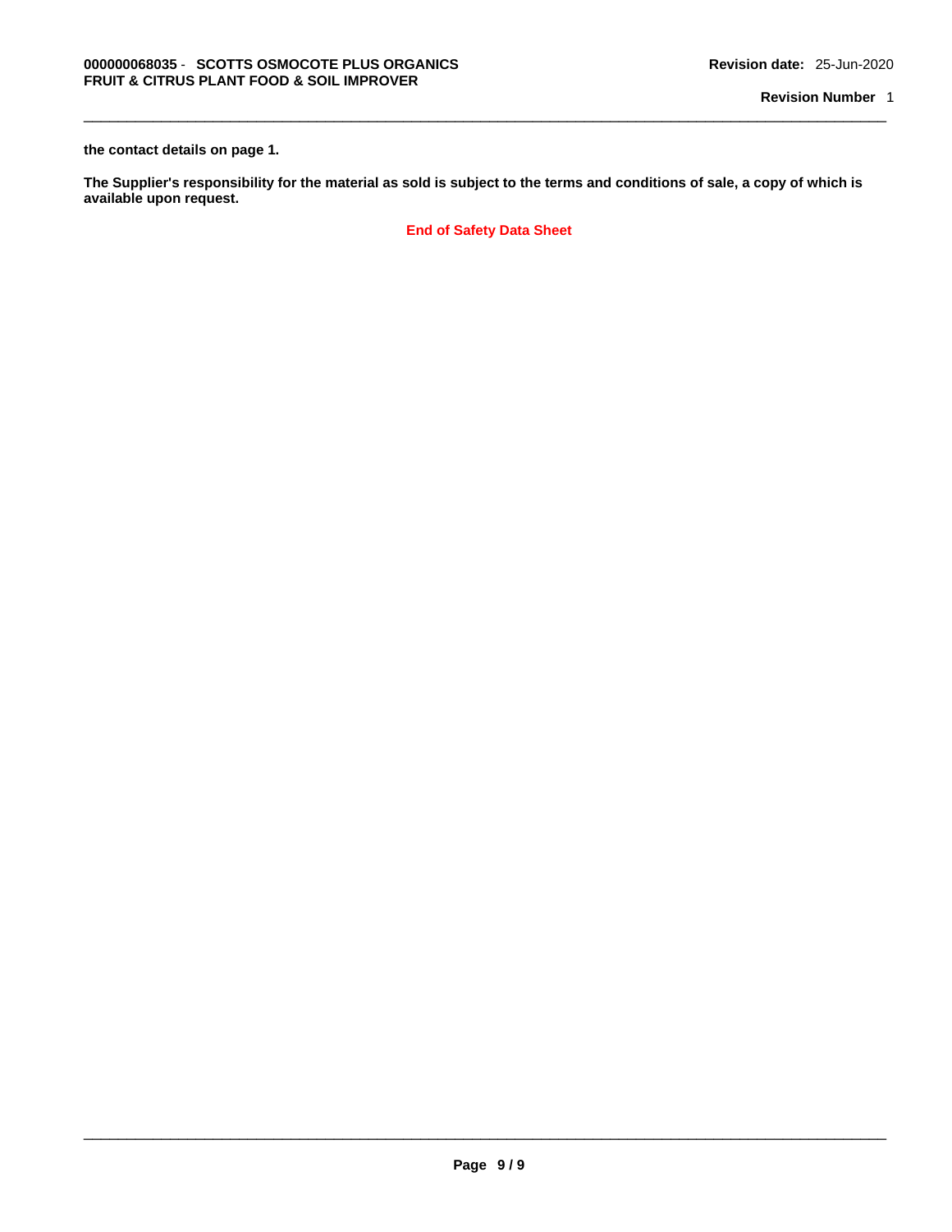**the contact details on page 1.**

**The Supplier's responsibility for the material as sold is subject to the terms and conditions of sale, a copy of which is available upon request.**

**End of Safety Data Sheet**